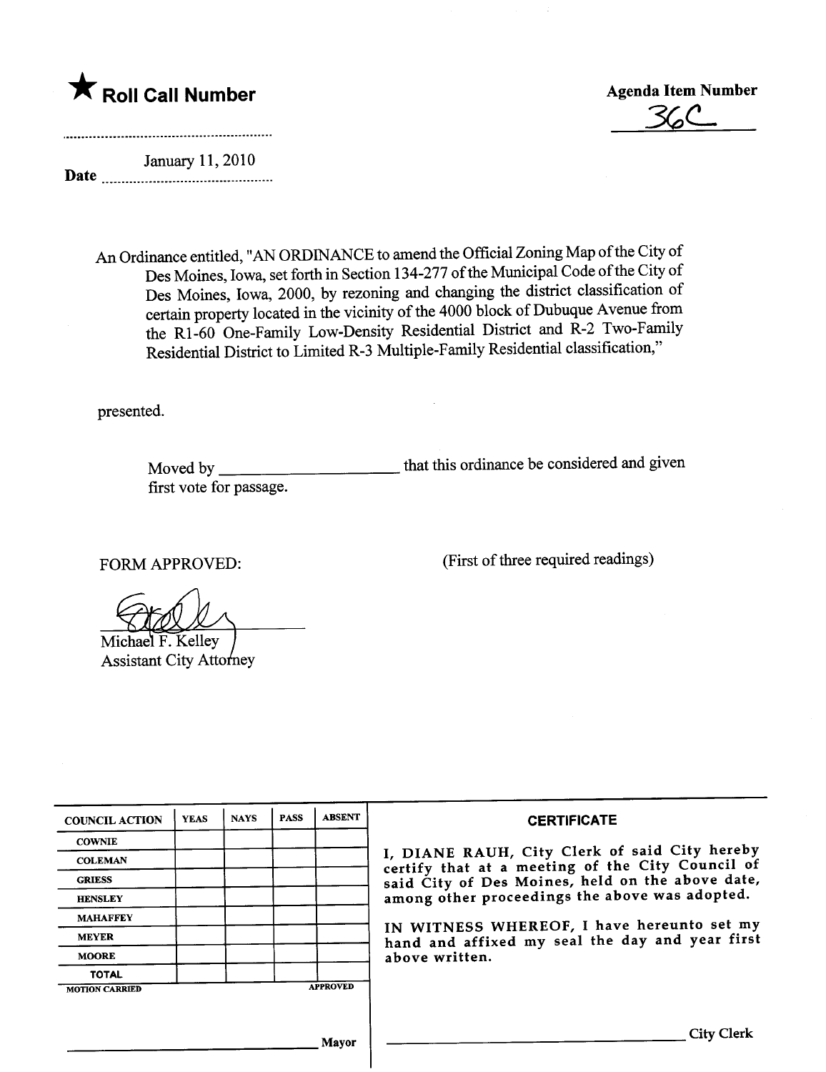★ **Roll Call Number**

**Agenda Item Number**

36C

**Date** January 11, 2010

An Ordinance entitled, "AN ORDINANCE to amend the Official Zoning Map of the City of Des Moines, Iowa, set forth in Section 134-277 of the Municipal Code of the City of Des Moines, Iowa, 2000, by rezoning and changing the district classification of certain property located in the vicinity of the 4000 block of Dubuque Avenue from the R1-60 One-Family Low-Density Residential District and R-2 Two-Family Residential District to Limited R-3 Multiple-Family Residential classification,"

presented.

Moved by \_\_\_\_\_\_\_\_\_\_\_\_\_\_\_\_\_\_\_\_ that this ordinance be considered and given first vote for passage.

FORM APPROVED:

(First of three required readings)

Michael F. Kelley
Assistant City Attorney

| COUNCIL ACTION | YEAS | NAYS | PASS | ABSENT |
|---|---|---|---|---|
| COWNIE | | | | |
| COLEMAN | | | | |
| GRIESS | | | | |
| HENSLEY | | | | |
| MAHAFFEY | | | | |
| MEYER | | | | |
| MOORE | | | | |
| TOTAL | | | | |

MOTION CARRIED APPROVED

\_\_\_\_\_\_\_\_\_\_\_\_\_\_\_\_\_\_\_\_ Mayor

**CERTIFICATE**

I, DIANE RAUH, City Clerk of said City hereby certify that at a meeting of the City Council of said City of Des Moines, held on the above date, among other proceedings the above was adopted.

IN WITNESS WHEREOF, I have hereunto set my hand and affixed my seal the day and year first above written.

\_\_\_\_\_\_\_\_\_\_\_\_\_\_\_\_\_\_\_\_ City Clerk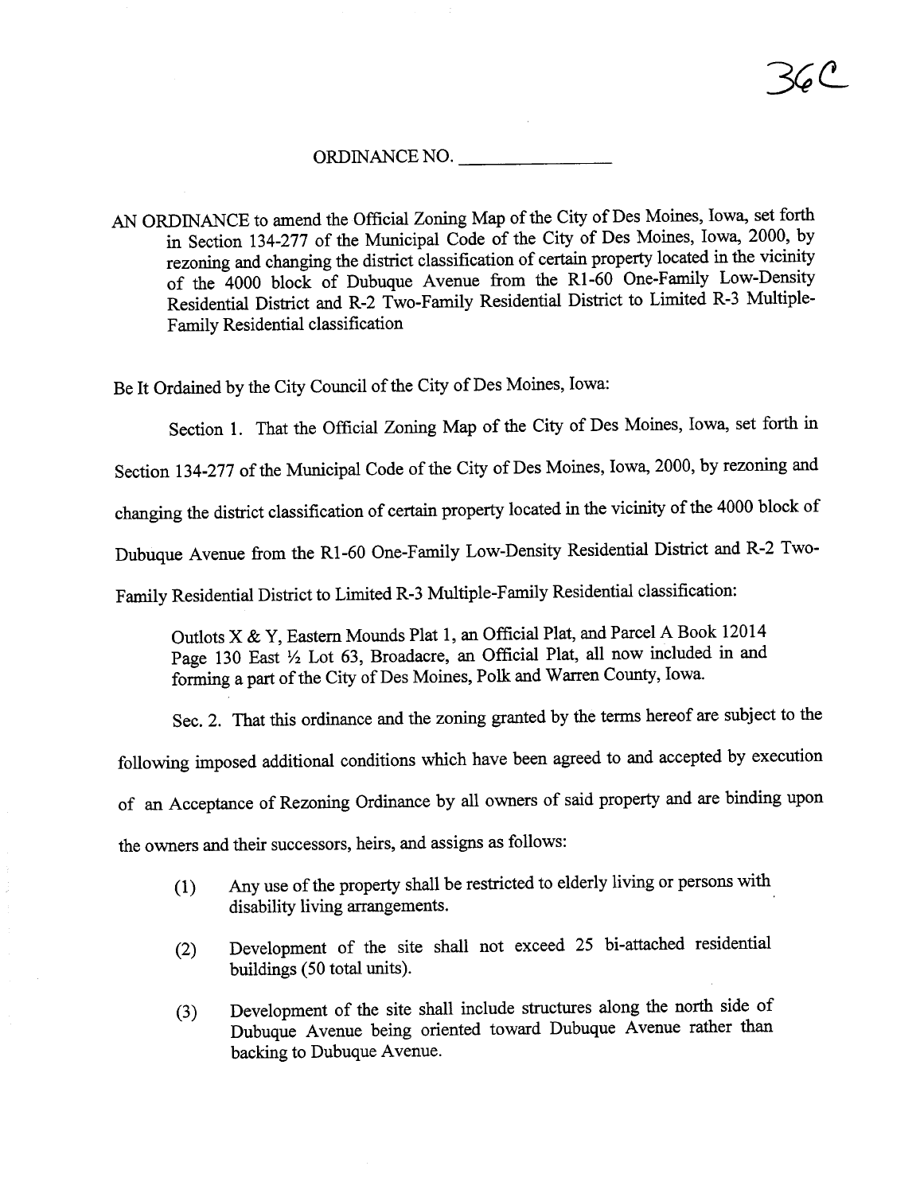36C

ORDINANCE NO. ______________

AN ORDINANCE to amend the Official Zoning Map of the City of Des Moines, Iowa, set forth in Section 134-277 of the Municipal Code of the City of Des Moines, Iowa, 2000, by rezoning and changing the district classification of certain property located in the vicinity of the 4000 block of Dubuque Avenue from the R1-60 One-Family Low-Density Residential District and R-2 Two-Family Residential District to Limited R-3 Multiple-Family Residential classification

Be It Ordained by the City Council of the City of Des Moines, Iowa:

Section 1. That the Official Zoning Map of the City of Des Moines, Iowa, set forth in Section 134-277 of the Municipal Code of the City of Des Moines, Iowa, 2000, by rezoning and changing the district classification of certain property located in the vicinity of the 4000 block of Dubuque Avenue from the R1-60 One-Family Low-Density Residential District and R-2 Two-Family Residential District to Limited R-3 Multiple-Family Residential classification:

> Outlots X & Y, Eastern Mounds Plat 1, an Official Plat, and Parcel A Book 12014 Page 130 East ½ Lot 63, Broadacre, an Official Plat, all now included in and forming a part of the City of Des Moines, Polk and Warren County, Iowa.

Sec. 2. That this ordinance and the zoning granted by the terms hereof are subject to the following imposed additional conditions which have been agreed to and accepted by execution of an Acceptance of Rezoning Ordinance by all owners of said property and are binding upon the owners and their successors, heirs, and assigns as follows:

(1) Any use of the property shall be restricted to elderly living or persons with disability living arrangements.

(2) Development of the site shall not exceed 25 bi-attached residential buildings (50 total units).

(3) Development of the site shall include structures along the north side of Dubuque Avenue being oriented toward Dubuque Avenue rather than backing to Dubuque Avenue.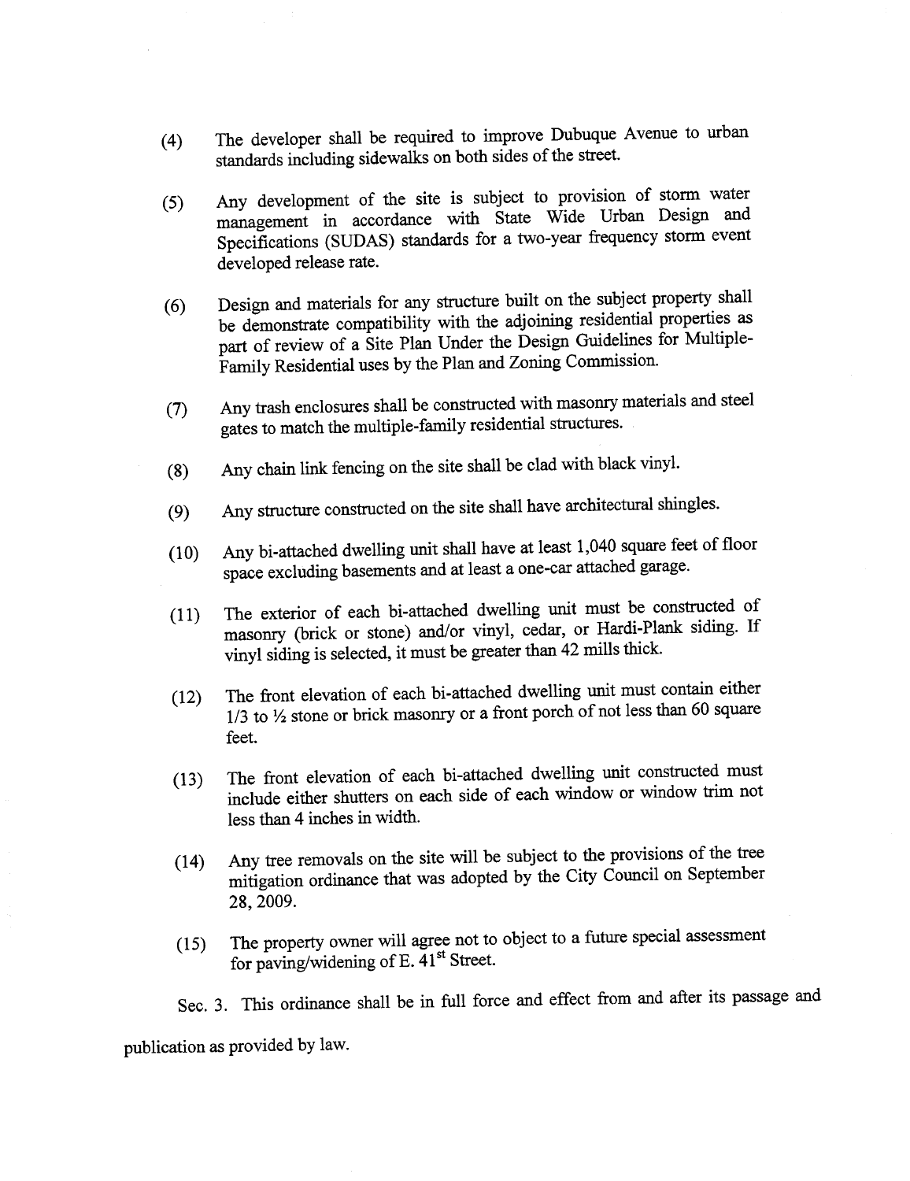(4) The developer shall be required to improve Dubuque Avenue to urban standards including sidewalks on both sides of the street.

(5) Any development of the site is subject to provision of storm water management in accordance with State Wide Urban Design and Specifications (SUDAS) standards for a two-year frequency storm event developed release rate.

(6) Design and materials for any structure built on the subject property shall be demonstrate compatibility with the adjoining residential properties as part of review of a Site Plan Under the Design Guidelines for Multiple-Family Residential uses by the Plan and Zoning Commission.

(7) Any trash enclosures shall be constructed with masonry materials and steel gates to match the multiple-family residential structures.

(8) Any chain link fencing on the site shall be clad with black vinyl.

(9) Any structure constructed on the site shall have architectural shingles.

(10) Any bi-attached dwelling unit shall have at least 1,040 square feet of floor space excluding basements and at least a one-car attached garage.

(11) The exterior of each bi-attached dwelling unit must be constructed of masonry (brick or stone) and/or vinyl, cedar, or Hardi-Plank siding. If vinyl siding is selected, it must be greater than 42 mills thick.

(12) The front elevation of each bi-attached dwelling unit must contain either 1/3 to ½ stone or brick masonry or a front porch of not less than 60 square feet.

(13) The front elevation of each bi-attached dwelling unit constructed must include either shutters on each side of each window or window trim not less than 4 inches in width.

(14) Any tree removals on the site will be subject to the provisions of the tree mitigation ordinance that was adopted by the City Council on September 28, 2009.

(15) The property owner will agree not to object to a future special assessment for paving/widening of E. 41st Street.

Sec. 3. This ordinance shall be in full force and effect from and after its passage and publication as provided by law.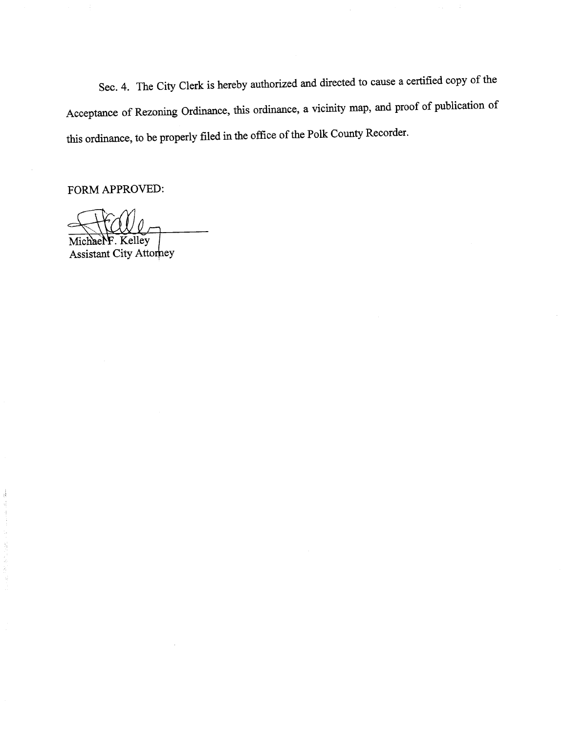Sec. 4. The City Clerk is hereby authorized and directed to cause a certified copy of the Acceptance of Rezoning Ordinance, this ordinance, a vicinity map, and proof of publication of this ordinance, to be properly filed in the office of the Polk County Recorder.

FORM APPROVED:

Michael F. Kelley
Assistant City Attorney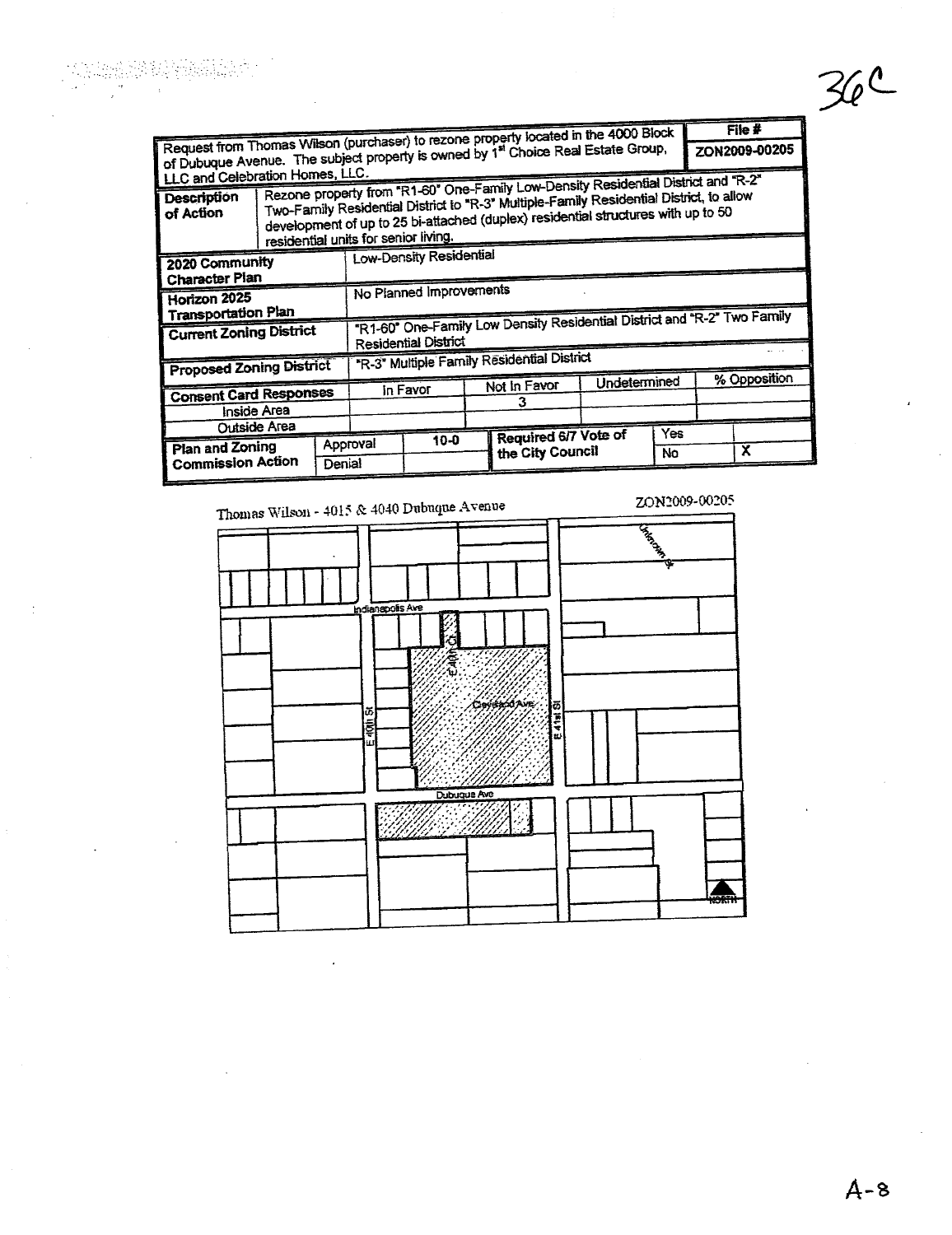36C

| Request from Thomas Wilson (purchaser) to rezone property located in the 4000 Block of Dubuque Avenue. The subject property is owned by 1st Choice Real Estate Group, LLC and Celebration Homes, LLC. | | | | | | | File # ZON2009-00205 |
|---|---|---|---|---|---|---|---|
| **Description of Action** | Rezone property from "R1-60" One-Family Low-Density Residential District and "R-2" Two-Family Residential District to "R-3" Multiple-Family Residential District, to allow development of up to 25 bi-attached (duplex) residential structures with up to 50 residential units for senior living. | | | | | | |
| **2020 Community Character Plan** | Low-Density Residential | | | | | | |
| **Horizon 2025 Transportation Plan** | No Planned Improvements | | | | | | |
| **Current Zoning District** | "R1-60" One-Family Low Density Residential District and "R-2" Two Family Residential District | | | | | | |
| **Proposed Zoning District** | "R-3" Multiple Family Residential District | | | | | | |
| **Consent Card Responses** | | In Favor | | Not In Favor | Undetermined | | % Opposition |
| Inside Area | | | | 3 | | | |
| Outside Area | | | | | | | |
| **Plan and Zoning Commission Action** | Approval | 10-0 | | **Required 6/7 Vote of the City Council** | Yes | | |
| | Denial | | | | No | | X |

Thomas Wilson - 4015 & 4040 Dubuque Avenue

ZON2009-00205

Indianapolis Ave

E 40th Ct

E 40th St

Cleveland Ave

E 41st St

Dubuque Ave

Uniontown St

NORTH

A-8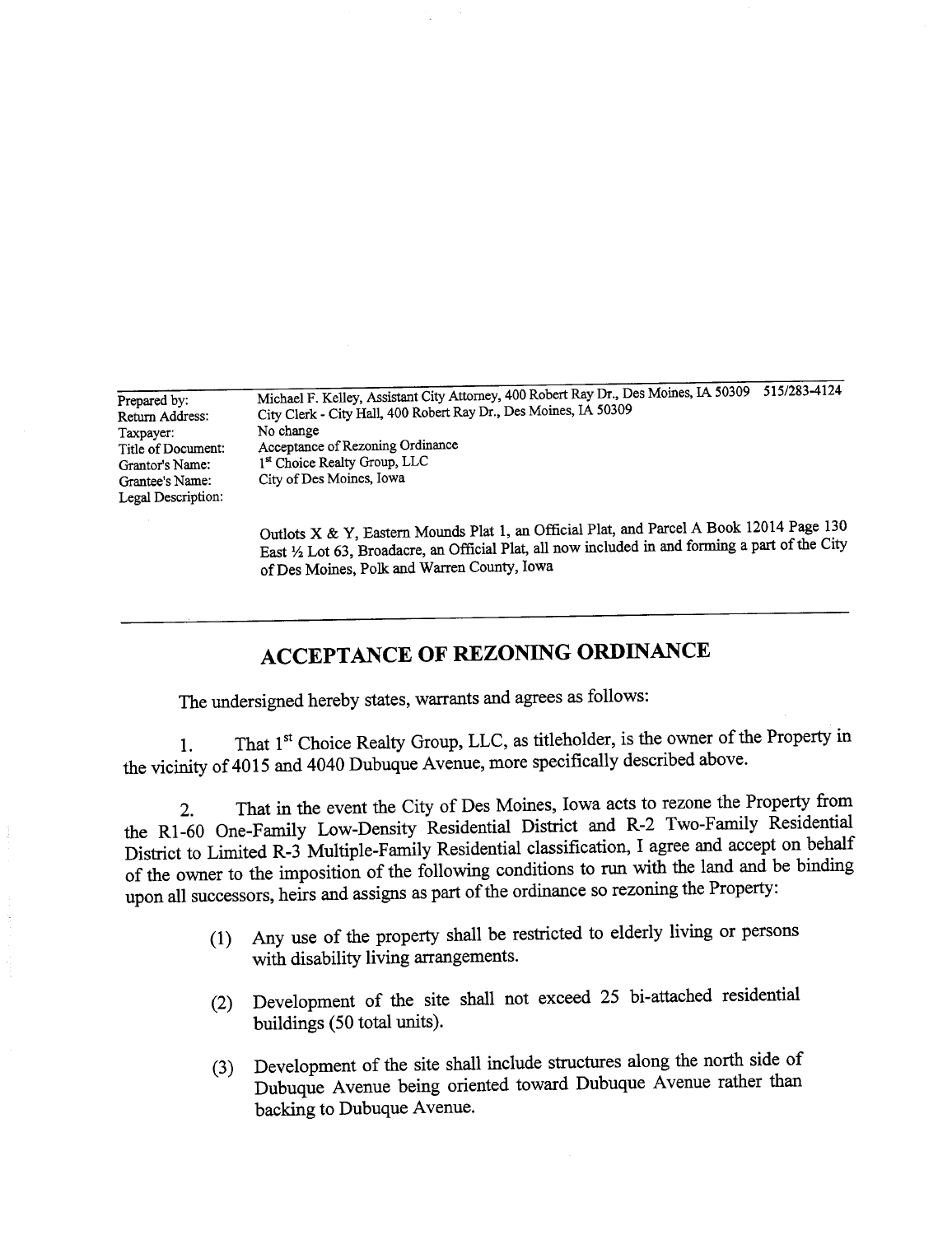| | |
|---|---|
| Prepared by: | Michael F. Kelley, Assistant City Attorney, 400 Robert Ray Dr., Des Moines, IA 50309 515/283-4124 |
| Return Address: | City Clerk - City Hall, 400 Robert Ray Dr., Des Moines, IA 50309 |
| Taxpayer: | No change |
| Title of Document: | Acceptance of Rezoning Ordinance |
| Grantor's Name: | 1st Choice Realty Group, LLC |
| Grantee's Name: | City of Des Moines, Iowa |
| Legal Description: | |

Outlots X & Y, Eastern Mounds Plat 1, an Official Plat, and Parcel A Book 12014 Page 130 East ½ Lot 63, Broadacre, an Official Plat, all now included in and forming a part of the City of Des Moines, Polk and Warren County, Iowa

---

# ACCEPTANCE OF REZONING ORDINANCE

The undersigned hereby states, warrants and agrees as follows:

1. That 1st Choice Realty Group, LLC, as titleholder, is the owner of the Property in the vicinity of 4015 and 4040 Dubuque Avenue, more specifically described above.

2. That in the event the City of Des Moines, Iowa acts to rezone the Property from the R1-60 One-Family Low-Density Residential District and R-2 Two-Family Residential District to Limited R-3 Multiple-Family Residential classification, I agree and accept on behalf of the owner to the imposition of the following conditions to run with the land and be binding upon all successors, heirs and assigns as part of the ordinance so rezoning the Property:

   (1) Any use of the property shall be restricted to elderly living or persons with disability living arrangements.

   (2) Development of the site shall not exceed 25 bi-attached residential buildings (50 total units).

   (3) Development of the site shall include structures along the north side of Dubuque Avenue being oriented toward Dubuque Avenue rather than backing to Dubuque Avenue.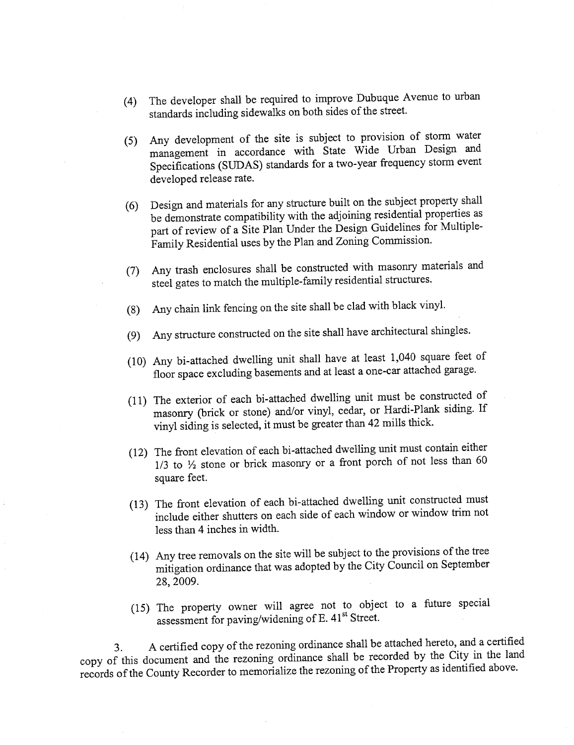(4) The developer shall be required to improve Dubuque Avenue to urban standards including sidewalks on both sides of the street.

(5) Any development of the site is subject to provision of storm water management in accordance with State Wide Urban Design and Specifications (SUDAS) standards for a two-year frequency storm event developed release rate.

(6) Design and materials for any structure built on the subject property shall be demonstrate compatibility with the adjoining residential properties as part of review of a Site Plan Under the Design Guidelines for Multiple-Family Residential uses by the Plan and Zoning Commission.

(7) Any trash enclosures shall be constructed with masonry materials and steel gates to match the multiple-family residential structures.

(8) Any chain link fencing on the site shall be clad with black vinyl.

(9) Any structure constructed on the site shall have architectural shingles.

(10) Any bi-attached dwelling unit shall have at least 1,040 square feet of floor space excluding basements and at least a one-car attached garage.

(11) The exterior of each bi-attached dwelling unit must be constructed of masonry (brick or stone) and/or vinyl, cedar, or Hardi-Plank siding. If vinyl siding is selected, it must be greater than 42 mills thick.

(12) The front elevation of each bi-attached dwelling unit must contain either 1/3 to ½ stone or brick masonry or a front porch of not less than 60 square feet.

(13) The front elevation of each bi-attached dwelling unit constructed must include either shutters on each side of each window or window trim not less than 4 inches in width.

(14) Any tree removals on the site will be subject to the provisions of the tree mitigation ordinance that was adopted by the City Council on September 28, 2009.

(15) The property owner will agree not to object to a future special assessment for paving/widening of E. 41st Street.

3. A certified copy of the rezoning ordinance shall be attached hereto, and a certified copy of this document and the rezoning ordinance shall be recorded by the City in the land records of the County Recorder to memorialize the rezoning of the Property as identified above.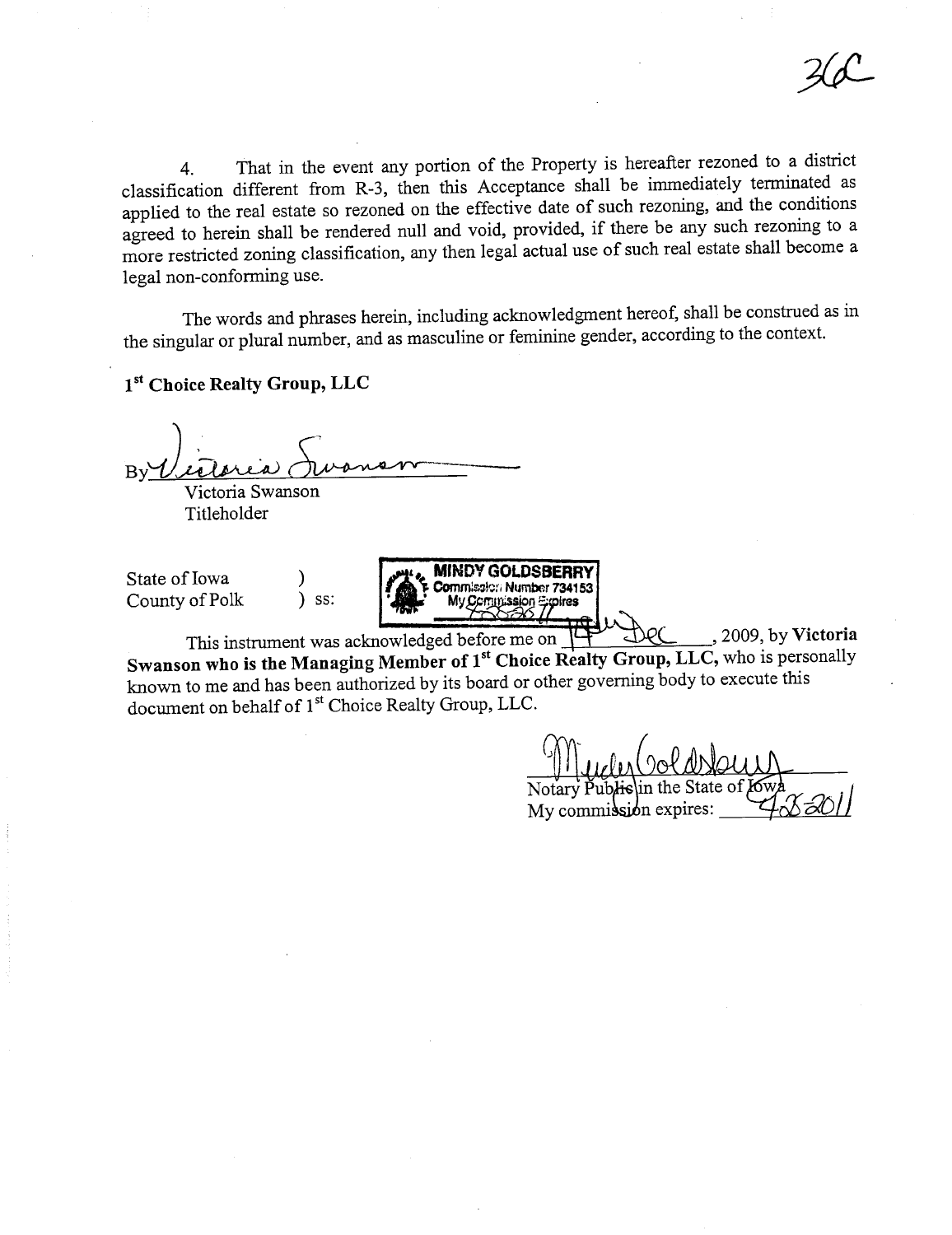36C

4. That in the event any portion of the Property is hereafter rezoned to a district classification different from R-3, then this Acceptance shall be immediately terminated as applied to the real estate so rezoned on the effective date of such rezoning, and the conditions agreed to herein shall be rendered null and void, provided, if there be any such rezoning to a more restricted zoning classification, any then legal actual use of such real estate shall become a legal non-conforming use.

The words and phrases herein, including acknowledgment hereof, shall be construed as in the singular or plural number, and as masculine or feminine gender, according to the context.

**1st Choice Realty Group, LLC**

By Victoria Swanson
Victoria Swanson
Titleholder

State of Iowa )
County of Polk ) ss:

MINDY GOLDSBERRY
Commission Number 734153
My Commission Expires
4-28-11

This instrument was acknowledged before me on 14th Dec, 2009, by **Victoria Swanson who is the Managing Member of 1st Choice Realty Group, LLC,** who is personally known to me and has been authorized by its board or other governing body to execute this document on behalf of 1st Choice Realty Group, LLC.

Mindy Goldsberry
Notary Public in the State of Iowa
My commission expires: 4-28-2011